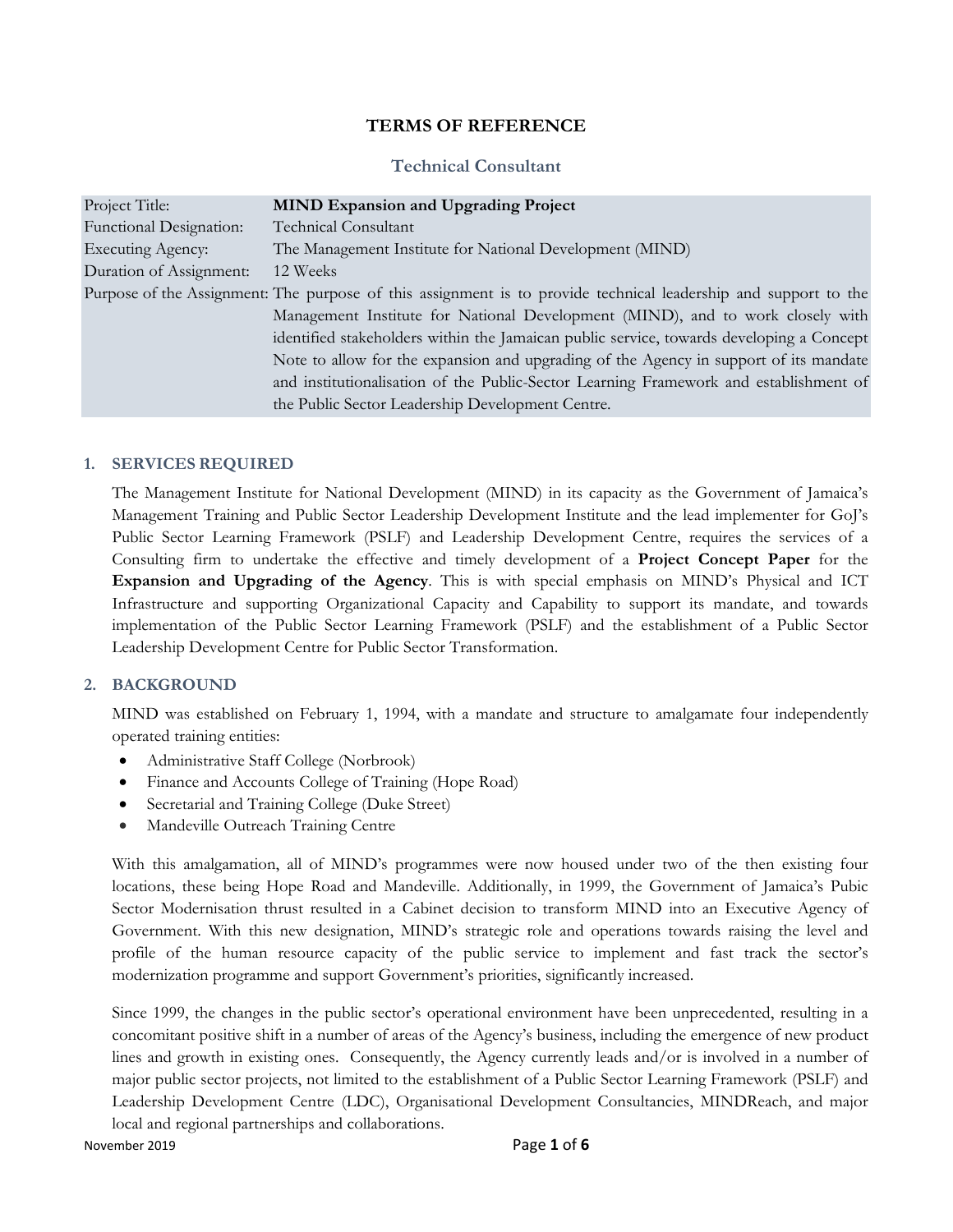# TERMS OF REFERENCE

## Technical Consultant

| | |
|---|---|
| Project Title: | **MIND Expansion and Upgrading Project** |
| Functional Designation: | Technical Consultant |
| Executing Agency: | The Management Institute for National Development (MIND) |
| Duration of Assignment: | 12 Weeks |
| Purpose of the Assignment: | The purpose of this assignment is to provide technical leadership and support to the Management Institute for National Development (MIND), and to work closely with identified stakeholders within the Jamaican public service, towards developing a Concept Note to allow for the expansion and upgrading of the Agency in support of its mandate and institutionalisation of the Public-Sector Learning Framework and establishment of the Public Sector Leadership Development Centre. |

### 1. SERVICES REQUIRED

The Management Institute for National Development (MIND) in its capacity as the Government of Jamaica's Management Training and Public Sector Leadership Development Institute and the lead implementer for GoJ's Public Sector Learning Framework (PSLF) and Leadership Development Centre, requires the services of a Consulting firm to undertake the effective and timely development of a **Project Concept Paper** for the **Expansion and Upgrading of the Agency**. This is with special emphasis on MIND's Physical and ICT Infrastructure and supporting Organizational Capacity and Capability to support its mandate, and towards implementation of the Public Sector Learning Framework (PSLF) and the establishment of a Public Sector Leadership Development Centre for Public Sector Transformation.

### 2. BACKGROUND

MIND was established on February 1, 1994, with a mandate and structure to amalgamate four independently operated training entities:

- Administrative Staff College (Norbrook)
- Finance and Accounts College of Training (Hope Road)
- Secretarial and Training College (Duke Street)
- Mandeville Outreach Training Centre

With this amalgamation, all of MIND's programmes were now housed under two of the then existing four locations, these being Hope Road and Mandeville. Additionally, in 1999, the Government of Jamaica's Pubic Sector Modernisation thrust resulted in a Cabinet decision to transform MIND into an Executive Agency of Government. With this new designation, MIND's strategic role and operations towards raising the level and profile of the human resource capacity of the public service to implement and fast track the sector's modernization programme and support Government's priorities, significantly increased.

Since 1999, the changes in the public sector's operational environment have been unprecedented, resulting in a concomitant positive shift in a number of areas of the Agency's business, including the emergence of new product lines and growth in existing ones. Consequently, the Agency currently leads and/or is involved in a number of major public sector projects, not limited to the establishment of a Public Sector Learning Framework (PSLF) and Leadership Development Centre (LDC), Organisational Development Consultancies, MINDReach, and major local and regional partnerships and collaborations.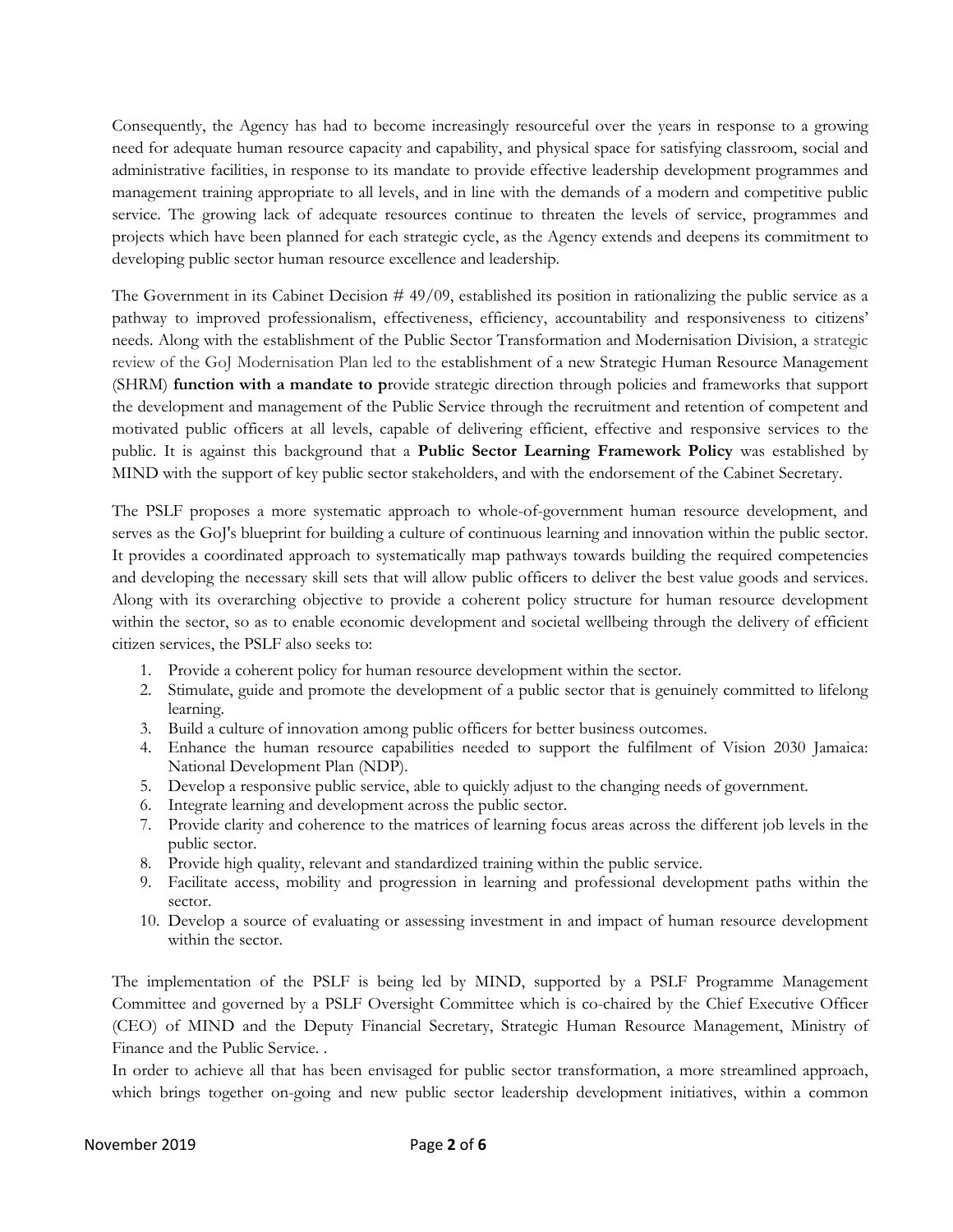Consequently, the Agency has had to become increasingly resourceful over the years in response to a growing need for adequate human resource capacity and capability, and physical space for satisfying classroom, social and administrative facilities, in response to its mandate to provide effective leadership development programmes and management training appropriate to all levels, and in line with the demands of a modern and competitive public service. The growing lack of adequate resources continue to threaten the levels of service, programmes and projects which have been planned for each strategic cycle, as the Agency extends and deepens its commitment to developing public sector human resource excellence and leadership.

The Government in its Cabinet Decision # 49/09, established its position in rationalizing the public service as a pathway to improved professionalism, effectiveness, efficiency, accountability and responsiveness to citizens' needs. Along with the establishment of the Public Sector Transformation and Modernisation Division, a strategic review of the GoJ Modernisation Plan led to the establishment of a new Strategic Human Resource Management (SHRM) **function with a mandate to p**rovide strategic direction through policies and frameworks that support the development and management of the Public Service through the recruitment and retention of competent and motivated public officers at all levels, capable of delivering efficient, effective and responsive services to the public. It is against this background that a **Public Sector Learning Framework Policy** was established by MIND with the support of key public sector stakeholders, and with the endorsement of the Cabinet Secretary.

The PSLF proposes a more systematic approach to whole-of-government human resource development, and serves as the GoJ's blueprint for building a culture of continuous learning and innovation within the public sector. It provides a coordinated approach to systematically map pathways towards building the required competencies and developing the necessary skill sets that will allow public officers to deliver the best value goods and services. Along with its overarching objective to provide a coherent policy structure for human resource development within the sector, so as to enable economic development and societal wellbeing through the delivery of efficient citizen services, the PSLF also seeks to:

1. Provide a coherent policy for human resource development within the sector.
2. Stimulate, guide and promote the development of a public sector that is genuinely committed to lifelong learning.
3. Build a culture of innovation among public officers for better business outcomes.
4. Enhance the human resource capabilities needed to support the fulfilment of Vision 2030 Jamaica: National Development Plan (NDP).
5. Develop a responsive public service, able to quickly adjust to the changing needs of government.
6. Integrate learning and development across the public sector.
7. Provide clarity and coherence to the matrices of learning focus areas across the different job levels in the public sector.
8. Provide high quality, relevant and standardized training within the public service.
9. Facilitate access, mobility and progression in learning and professional development paths within the sector.
10. Develop a source of evaluating or assessing investment in and impact of human resource development within the sector.

The implementation of the PSLF is being led by MIND, supported by a PSLF Programme Management Committee and governed by a PSLF Oversight Committee which is co-chaired by the Chief Executive Officer (CEO) of MIND and the Deputy Financial Secretary, Strategic Human Resource Management, Ministry of Finance and the Public Service. .

In order to achieve all that has been envisaged for public sector transformation, a more streamlined approach, which brings together on-going and new public sector leadership development initiatives, within a common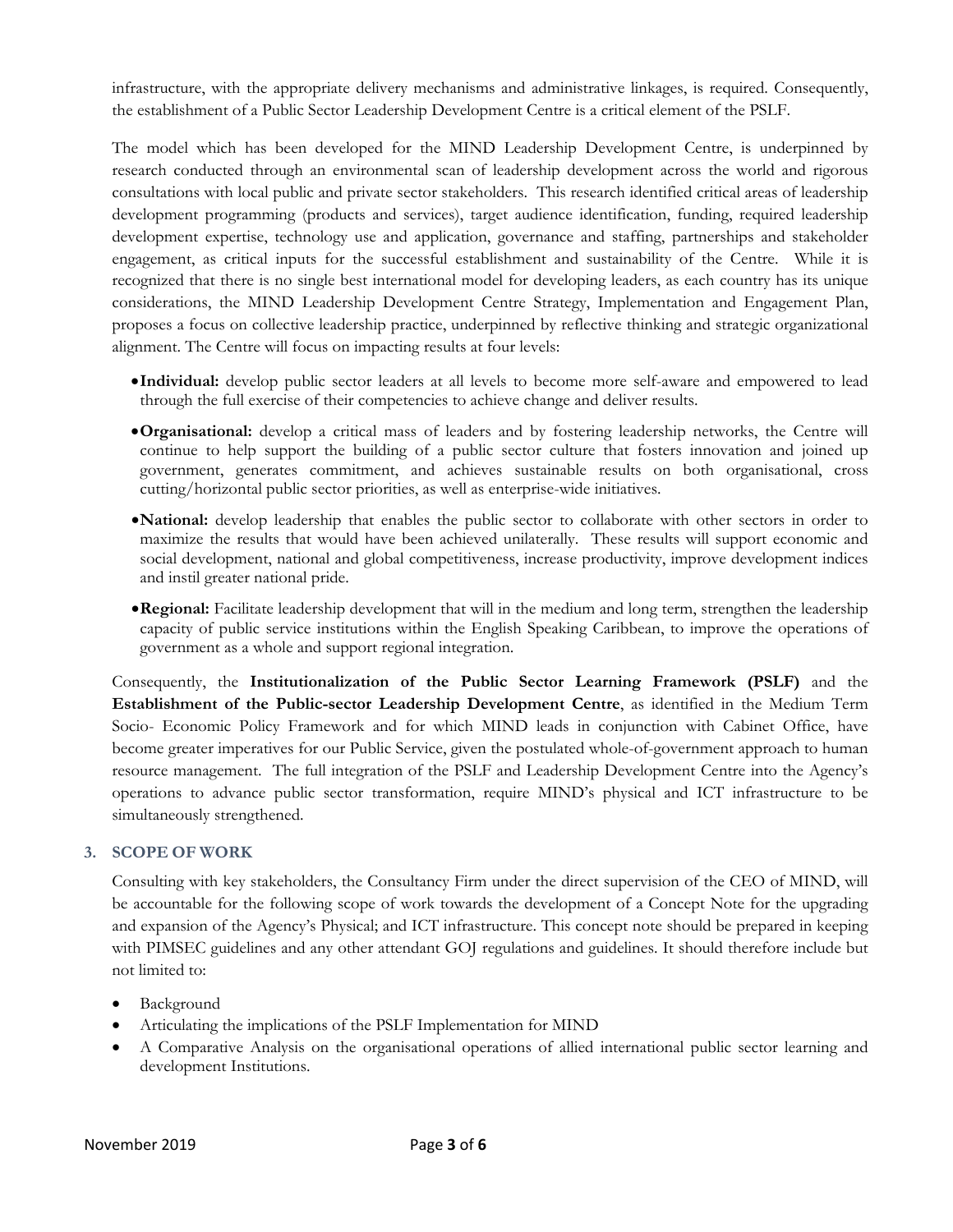infrastructure, with the appropriate delivery mechanisms and administrative linkages, is required. Consequently, the establishment of a Public Sector Leadership Development Centre is a critical element of the PSLF.

The model which has been developed for the MIND Leadership Development Centre, is underpinned by research conducted through an environmental scan of leadership development across the world and rigorous consultations with local public and private sector stakeholders. This research identified critical areas of leadership development programming (products and services), target audience identification, funding, required leadership development expertise, technology use and application, governance and staffing, partnerships and stakeholder engagement, as critical inputs for the successful establishment and sustainability of the Centre. While it is recognized that there is no single best international model for developing leaders, as each country has its unique considerations, the MIND Leadership Development Centre Strategy, Implementation and Engagement Plan, proposes a focus on collective leadership practice, underpinned by reflective thinking and strategic organizational alignment. The Centre will focus on impacting results at four levels:

- **Individual:** develop public sector leaders at all levels to become more self-aware and empowered to lead through the full exercise of their competencies to achieve change and deliver results.
- **Organisational:** develop a critical mass of leaders and by fostering leadership networks, the Centre will continue to help support the building of a public sector culture that fosters innovation and joined up government, generates commitment, and achieves sustainable results on both organisational, cross cutting/horizontal public sector priorities, as well as enterprise-wide initiatives.
- **National:** develop leadership that enables the public sector to collaborate with other sectors in order to maximize the results that would have been achieved unilaterally. These results will support economic and social development, national and global competitiveness, increase productivity, improve development indices and instil greater national pride.
- **Regional:** Facilitate leadership development that will in the medium and long term, strengthen the leadership capacity of public service institutions within the English Speaking Caribbean, to improve the operations of government as a whole and support regional integration.

Consequently, the **Institutionalization of the Public Sector Learning Framework (PSLF)** and the **Establishment of the Public-sector Leadership Development Centre**, as identified in the Medium Term Socio- Economic Policy Framework and for which MIND leads in conjunction with Cabinet Office, have become greater imperatives for our Public Service, given the postulated whole-of-government approach to human resource management. The full integration of the PSLF and Leadership Development Centre into the Agency's operations to advance public sector transformation, require MIND's physical and ICT infrastructure to be simultaneously strengthened.

## 3. SCOPE OF WORK

Consulting with key stakeholders, the Consultancy Firm under the direct supervision of the CEO of MIND, will be accountable for the following scope of work towards the development of a Concept Note for the upgrading and expansion of the Agency's Physical; and ICT infrastructure. This concept note should be prepared in keeping with PIMSEC guidelines and any other attendant GOJ regulations and guidelines. It should therefore include but not limited to:

- Background
- Articulating the implications of the PSLF Implementation for MIND
- A Comparative Analysis on the organisational operations of allied international public sector learning and development Institutions.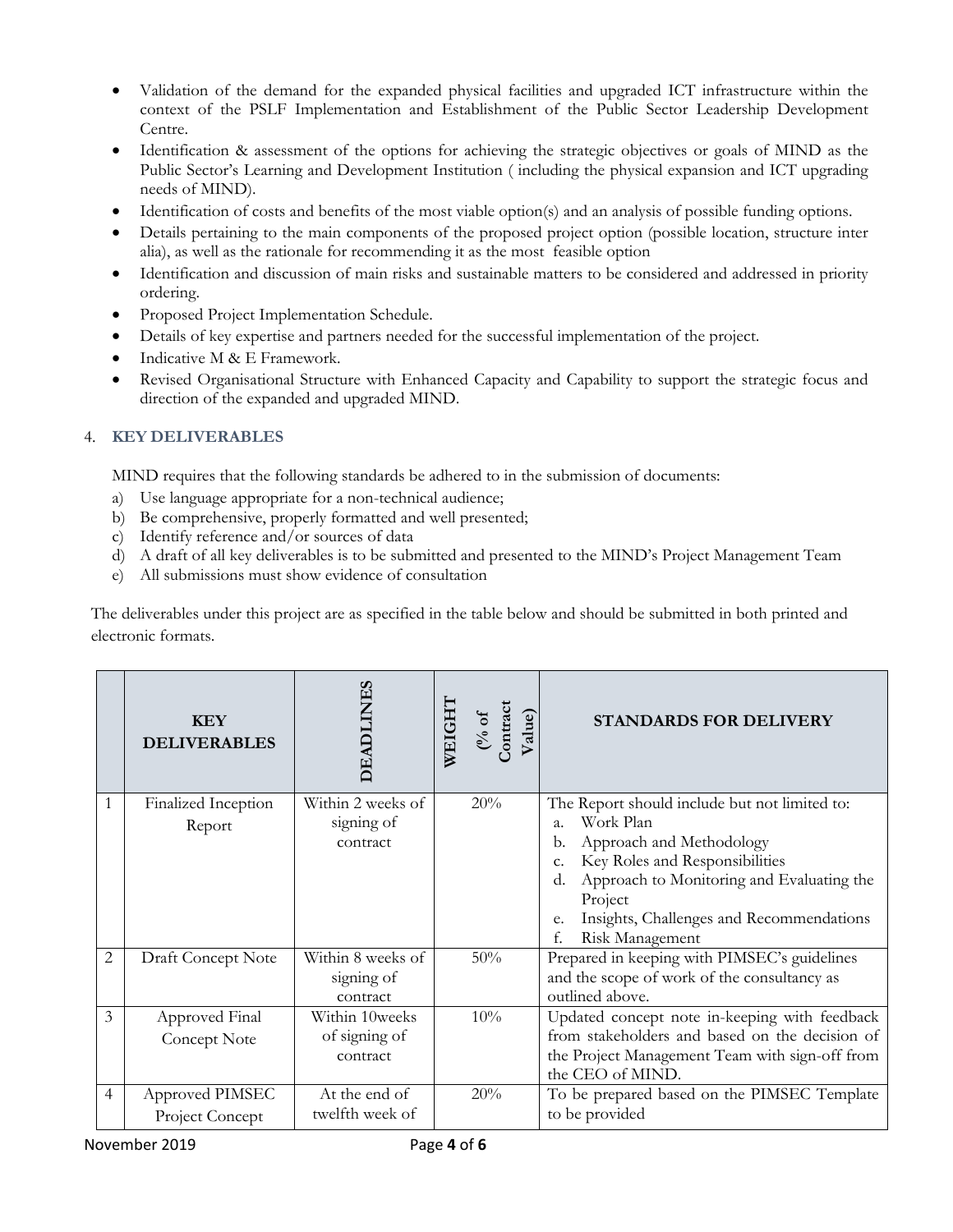- Validation of the demand for the expanded physical facilities and upgraded ICT infrastructure within the context of the PSLF Implementation and Establishment of the Public Sector Leadership Development Centre.
- Identification & assessment of the options for achieving the strategic objectives or goals of MIND as the Public Sector's Learning and Development Institution ( including the physical expansion and ICT upgrading needs of MIND).
- Identification of costs and benefits of the most viable option(s) and an analysis of possible funding options.
- Details pertaining to the main components of the proposed project option (possible location, structure inter alia), as well as the rationale for recommending it as the most feasible option
- Identification and discussion of main risks and sustainable matters to be considered and addressed in priority ordering.
- Proposed Project Implementation Schedule.
- Details of key expertise and partners needed for the successful implementation of the project.
- Indicative M & E Framework.
- Revised Organisational Structure with Enhanced Capacity and Capability to support the strategic focus and direction of the expanded and upgraded MIND.

## 4. KEY DELIVERABLES

MIND requires that the following standards be adhered to in the submission of documents:

a) Use language appropriate for a non-technical audience;
b) Be comprehensive, properly formatted and well presented;
c) Identify reference and/or sources of data
d) A draft of all key deliverables is to be submitted and presented to the MIND's Project Management Team
e) All submissions must show evidence of consultation

The deliverables under this project are as specified in the table below and should be submitted in both printed and electronic formats.

| | KEY DELIVERABLES | DEADLINES | WEIGHT (% of Contract Value) | STANDARDS FOR DELIVERY |
|---|---|---|---|---|
| 1 | Finalized Inception Report | Within 2 weeks of signing of contract | 20% | The Report should include but not limited to:<br>a. Work Plan<br>b. Approach and Methodology<br>c. Key Roles and Responsibilities<br>d. Approach to Monitoring and Evaluating the Project<br>e. Insights, Challenges and Recommendations<br>f. Risk Management |
| 2 | Draft Concept Note | Within 8 weeks of signing of contract | 50% | Prepared in keeping with PIMSEC's guidelines and the scope of work of the consultancy as outlined above. |
| 3 | Approved Final Concept Note | Within 10weeks of signing of contract | 10% | Updated concept note in-keeping with feedback from stakeholders and based on the decision of the Project Management Team with sign-off from the CEO of MIND. |
| 4 | Approved PIMSEC Project Concept | At the end of twelfth week of | 20% | To be prepared based on the PIMSEC Template to be provided |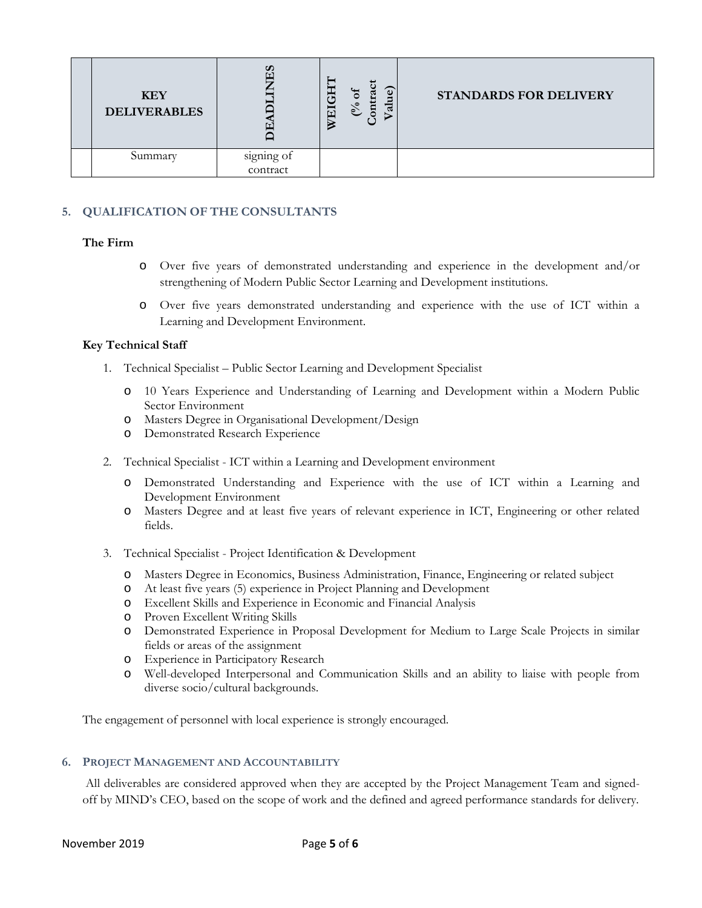| | KEY DELIVERABLES | DEADLINES | WEIGHT (% of Contract Value) | STANDARDS FOR DELIVERY |
|---|---|---|---|---|
| | Summary | signing of contract | | |

## 5. QUALIFICATION OF THE CONSULTANTS

**The Firm**

- Over five years of demonstrated understanding and experience in the development and/or strengthening of Modern Public Sector Learning and Development institutions.
- Over five years demonstrated understanding and experience with the use of ICT within a Learning and Development Environment.

**Key Technical Staff**

1. Technical Specialist – Public Sector Learning and Development Specialist
   - 10 Years Experience and Understanding of Learning and Development within a Modern Public Sector Environment
   - Masters Degree in Organisational Development/Design
   - Demonstrated Research Experience

2. Technical Specialist - ICT within a Learning and Development environment
   - Demonstrated Understanding and Experience with the use of ICT within a Learning and Development Environment
   - Masters Degree and at least five years of relevant experience in ICT, Engineering or other related fields.

3. Technical Specialist - Project Identification & Development
   - Masters Degree in Economics, Business Administration, Finance, Engineering or related subject
   - At least five years (5) experience in Project Planning and Development
   - Excellent Skills and Experience in Economic and Financial Analysis
   - Proven Excellent Writing Skills
   - Demonstrated Experience in Proposal Development for Medium to Large Scale Projects in similar fields or areas of the assignment
   - Experience in Participatory Research
   - Well-developed Interpersonal and Communication Skills and an ability to liaise with people from diverse socio/cultural backgrounds.

The engagement of personnel with local experience is strongly encouraged.

## 6. PROJECT MANAGEMENT AND ACCOUNTABILITY

All deliverables are considered approved when they are accepted by the Project Management Team and signed-off by MIND's CEO, based on the scope of work and the defined and agreed performance standards for delivery.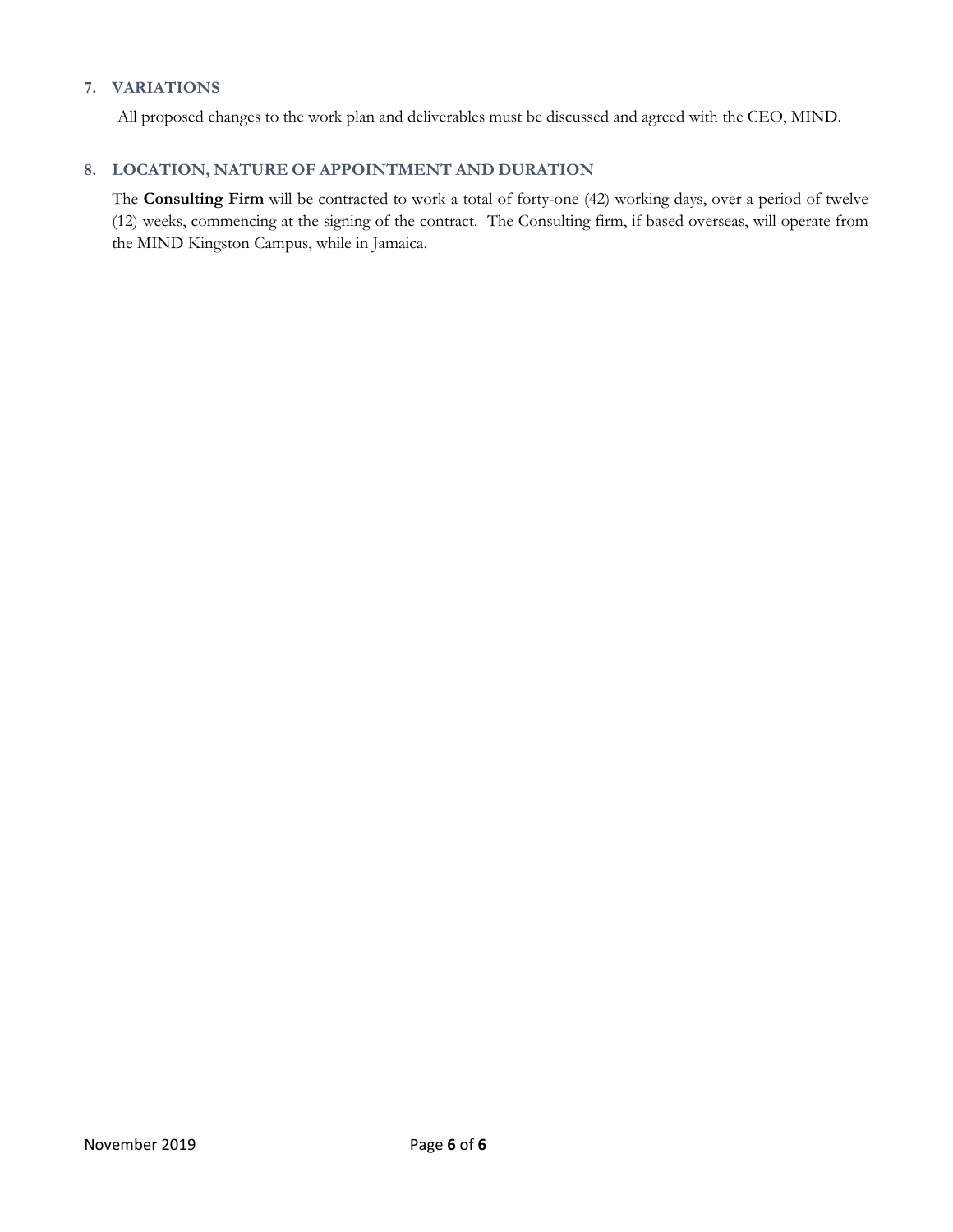## 7. VARIATIONS

All proposed changes to the work plan and deliverables must be discussed and agreed with the CEO, MIND.

## 8. LOCATION, NATURE OF APPOINTMENT AND DURATION

The **Consulting Firm** will be contracted to work a total of forty-one (42) working days, over a period of twelve (12) weeks, commencing at the signing of the contract. The Consulting firm, if based overseas, will operate from the MIND Kingston Campus, while in Jamaica.